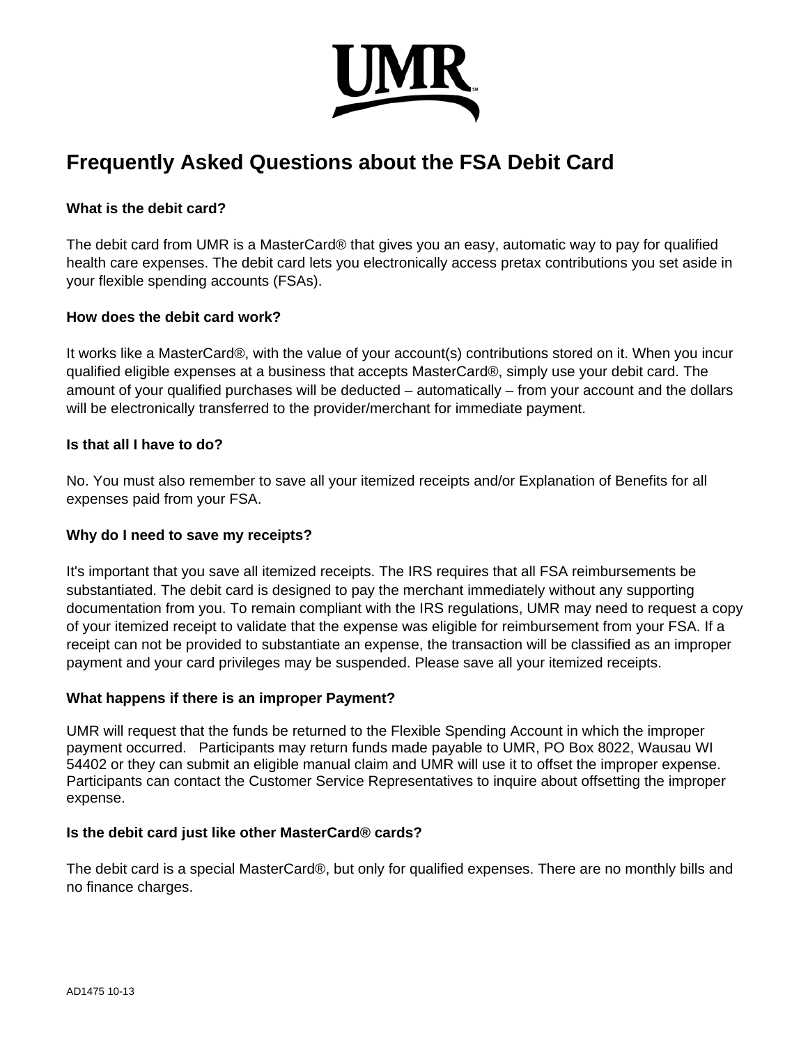UMR

# Frequently Asked Questions about the FSA Debit Card

**What is the debit card?**

The debit card from UMR is a MasterCard® that gives you an easy, automatic way to pay for qualified health care expenses. The debit card lets you electronically access pretax contributions you set aside in your flexible spending accounts (FSAs).

**How does the debit card work?**

It works like a MasterCard®, with the value of your account(s) contributions stored on it. When you incur qualified eligible expenses at a business that accepts MasterCard®, simply use your debit card. The amount of your qualified purchases will be deducted – automatically – from your account and the dollars will be electronically transferred to the provider/merchant for immediate payment.

**Is that all I have to do?**

No. You must also remember to save all your itemized receipts and/or Explanation of Benefits for all expenses paid from your FSA.

**Why do I need to save my receipts?**

It's important that you save all itemized receipts. The IRS requires that all FSA reimbursements be substantiated. The debit card is designed to pay the merchant immediately without any supporting documentation from you. To remain compliant with the IRS regulations, UMR may need to request a copy of your itemized receipt to validate that the expense was eligible for reimbursement from your FSA. If a receipt can not be provided to substantiate an expense, the transaction will be classified as an improper payment and your card privileges may be suspended. Please save all your itemized receipts.

**What happens if there is an improper Payment?**

UMR will request that the funds be returned to the Flexible Spending Account in which the improper payment occurred. Participants may return funds made payable to UMR, PO Box 8022, Wausau WI 54402 or they can submit an eligible manual claim and UMR will use it to offset the improper expense. Participants can contact the Customer Service Representatives to inquire about offsetting the improper expense.

**Is the debit card just like other MasterCard® cards?**

The debit card is a special MasterCard®, but only for qualified expenses. There are no monthly bills and no finance charges.

AD1475 10-13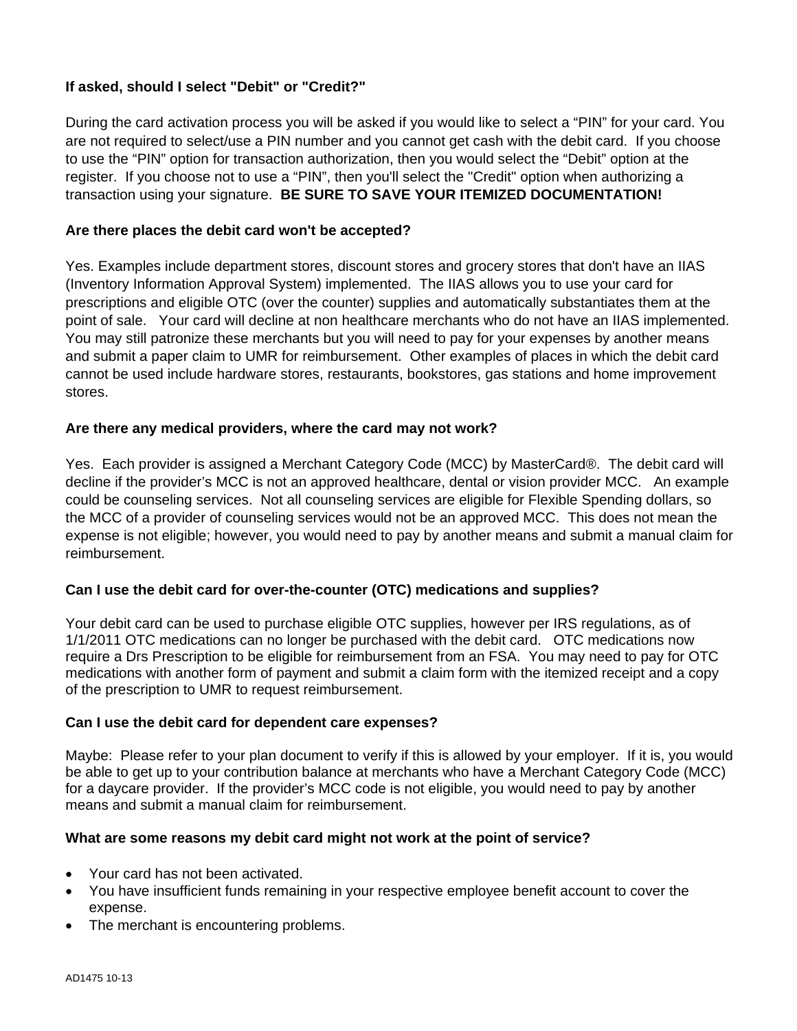**If asked, should I select "Debit" or "Credit?"**

During the card activation process you will be asked if you would like to select a “PIN” for your card. You are not required to select/use a PIN number and you cannot get cash with the debit card. If you choose to use the “PIN” option for transaction authorization, then you would select the “Debit” option at the register. If you choose not to use a “PIN”, then you'll select the "Credit" option when authorizing a transaction using your signature. **BE SURE TO SAVE YOUR ITEMIZED DOCUMENTATION!**

**Are there places the debit card won't be accepted?**

Yes. Examples include department stores, discount stores and grocery stores that don't have an IIAS (Inventory Information Approval System) implemented. The IIAS allows you to use your card for prescriptions and eligible OTC (over the counter) supplies and automatically substantiates them at the point of sale. Your card will decline at non healthcare merchants who do not have an IIAS implemented. You may still patronize these merchants but you will need to pay for your expenses by another means and submit a paper claim to UMR for reimbursement. Other examples of places in which the debit card cannot be used include hardware stores, restaurants, bookstores, gas stations and home improvement stores.

**Are there any medical providers, where the card may not work?**

Yes. Each provider is assigned a Merchant Category Code (MCC) by MasterCard®. The debit card will decline if the provider’s MCC is not an approved healthcare, dental or vision provider MCC. An example could be counseling services. Not all counseling services are eligible for Flexible Spending dollars, so the MCC of a provider of counseling services would not be an approved MCC. This does not mean the expense is not eligible; however, you would need to pay by another means and submit a manual claim for reimbursement.

**Can I use the debit card for over-the-counter (OTC) medications and supplies?**

Your debit card can be used to purchase eligible OTC supplies, however per IRS regulations, as of 1/1/2011 OTC medications can no longer be purchased with the debit card. OTC medications now require a Drs Prescription to be eligible for reimbursement from an FSA. You may need to pay for OTC medications with another form of payment and submit a claim form with the itemized receipt and a copy of the prescription to UMR to request reimbursement.

**Can I use the debit card for dependent care expenses?**

Maybe: Please refer to your plan document to verify if this is allowed by your employer. If it is, you would be able to get up to your contribution balance at merchants who have a Merchant Category Code (MCC) for a daycare provider. If the provider’s MCC code is not eligible, you would need to pay by another means and submit a manual claim for reimbursement.

**What are some reasons my debit card might not work at the point of service?**

- Your card has not been activated.
- You have insufficient funds remaining in your respective employee benefit account to cover the expense.
- The merchant is encountering problems.

AD1475 10-13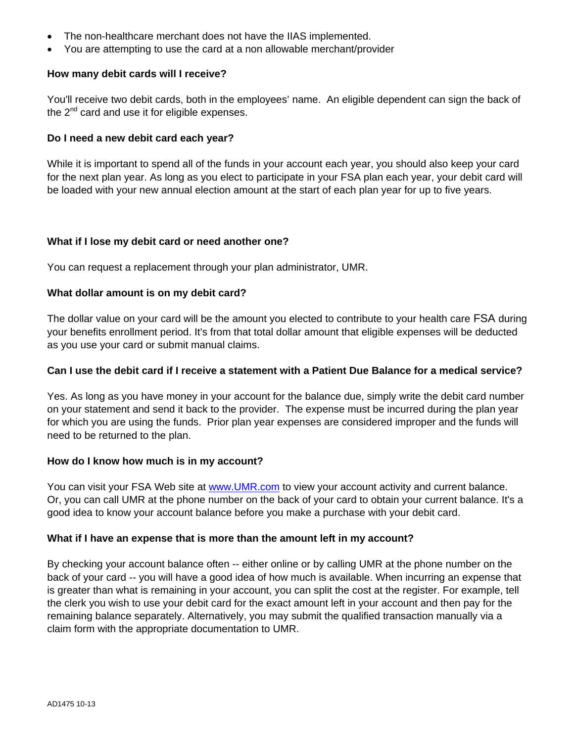- The non-healthcare merchant does not have the IIAS implemented.
- You are attempting to use the card at a non allowable merchant/provider

**How many debit cards will I receive?**

You'll receive two debit cards, both in the employees' name. An eligible dependent can sign the back of the 2nd card and use it for eligible expenses.

**Do I need a new debit card each year?**

While it is important to spend all of the funds in your account each year, you should also keep your card for the next plan year. As long as you elect to participate in your FSA plan each year, your debit card will be loaded with your new annual election amount at the start of each plan year for up to five years.

**What if I lose my debit card or need another one?**

You can request a replacement through your plan administrator, UMR.

**What dollar amount is on my debit card?**

The dollar value on your card will be the amount you elected to contribute to your health care FSA during your benefits enrollment period. It's from that total dollar amount that eligible expenses will be deducted as you use your card or submit manual claims.

**Can I use the debit card if I receive a statement with a Patient Due Balance for a medical service?**

Yes. As long as you have money in your account for the balance due, simply write the debit card number on your statement and send it back to the provider. The expense must be incurred during the plan year for which you are using the funds. Prior plan year expenses are considered improper and the funds will need to be returned to the plan.

**How do I know how much is in my account?**

You can visit your FSA Web site at [www.UMR.com](http://www.UMR.com) to view your account activity and current balance. Or, you can call UMR at the phone number on the back of your card to obtain your current balance. It's a good idea to know your account balance before you make a purchase with your debit card.

**What if I have an expense that is more than the amount left in my account?**

By checking your account balance often -- either online or by calling UMR at the phone number on the back of your card -- you will have a good idea of how much is available. When incurring an expense that is greater than what is remaining in your account, you can split the cost at the register. For example, tell the clerk you wish to use your debit card for the exact amount left in your account and then pay for the remaining balance separately. Alternatively, you may submit the qualified transaction manually via a claim form with the appropriate documentation to UMR.

AD1475 10-13